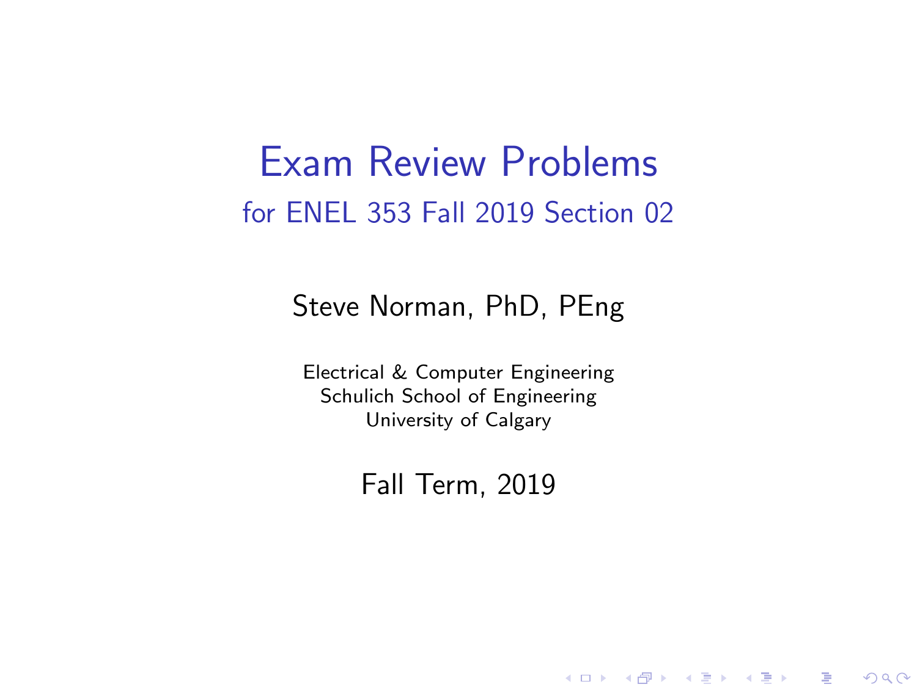# Exam Review Problems

## for ENEL 353 Fall 2019 Section 02

Steve Norman, PhD, PEng

Electrical & Computer Engineering
Schulich School of Engineering
University of Calgary

Fall Term, 2019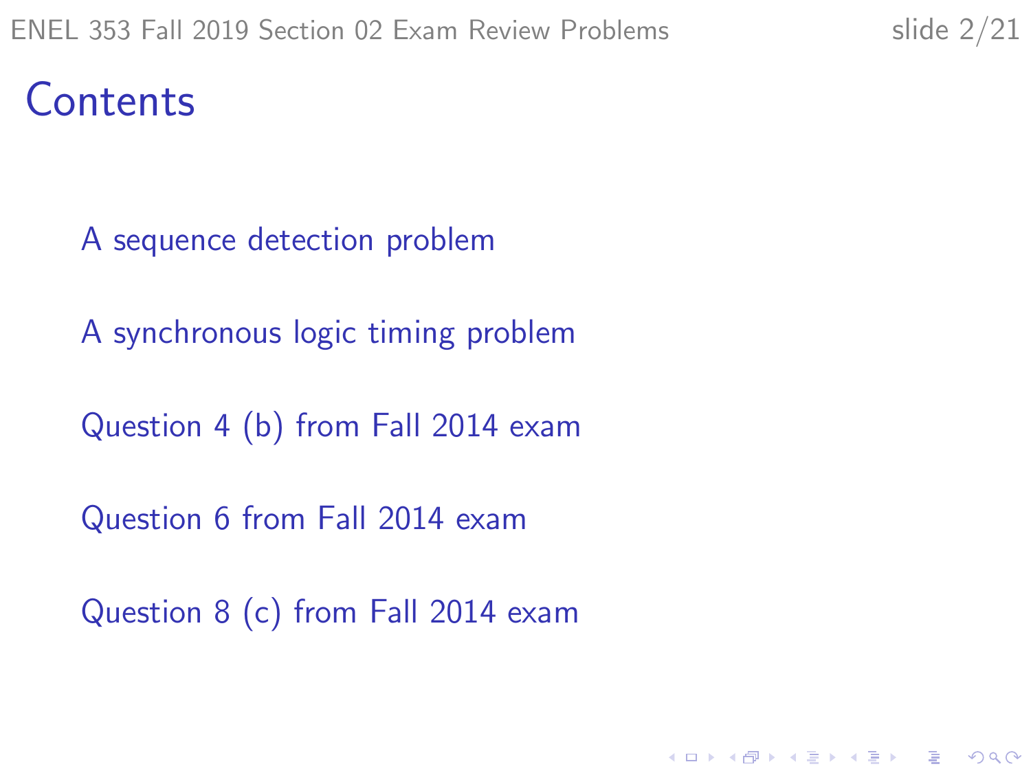# Contents

A sequence detection problem

A synchronous logic timing problem

Question 4 (b) from Fall 2014 exam

Question 6 from Fall 2014 exam

Question 8 (c) from Fall 2014 exam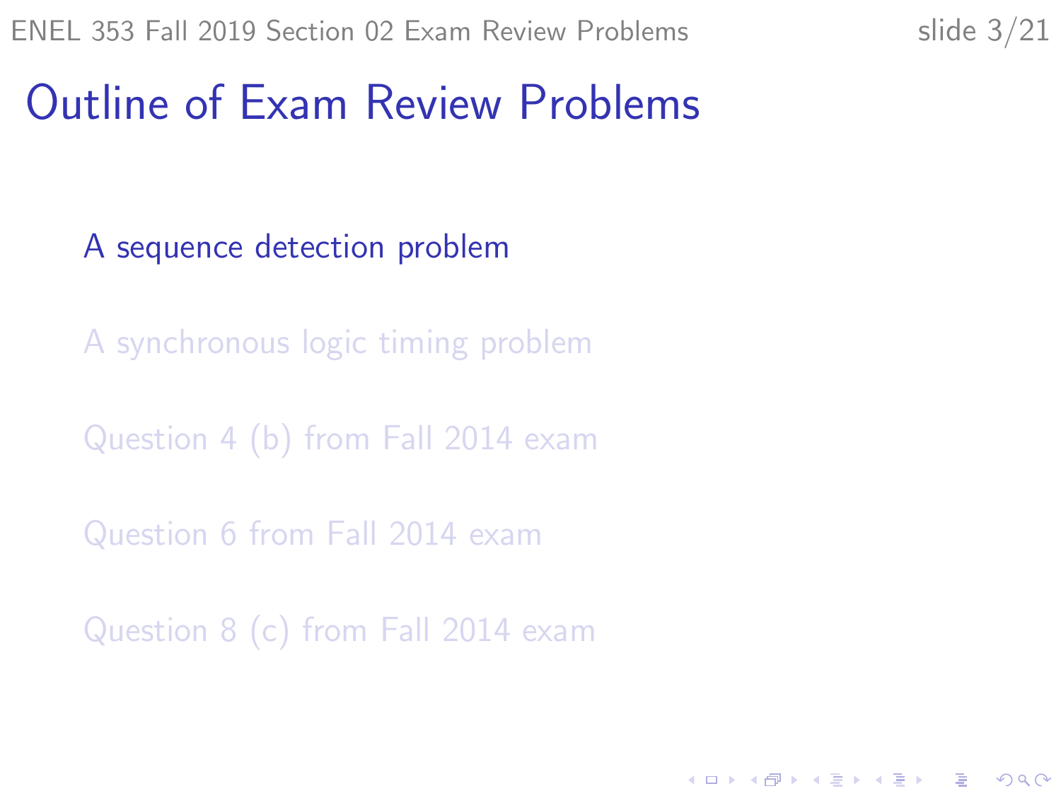# Outline of Exam Review Problems

A sequence detection problem

A synchronous logic timing problem

Question 4 (b) from Fall 2014 exam

Question 6 from Fall 2014 exam

Question 8 (c) from Fall 2014 exam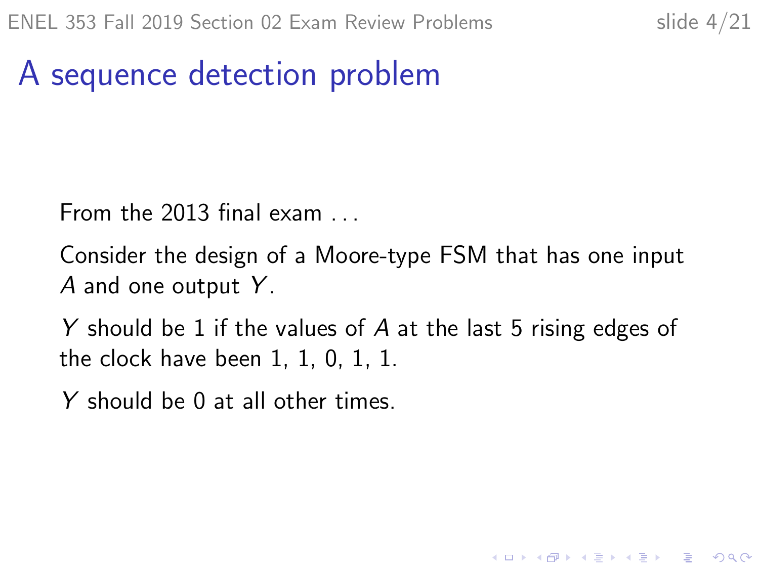# A sequence detection problem

From the 2013 final exam . . .

Consider the design of a Moore-type FSM that has one input $A$ and one output $Y$.

$Y$ should be 1 if the values of $A$ at the last 5 rising edges of the clock have been 1, 1, 0, 1, 1.

$Y$ should be 0 at all other times.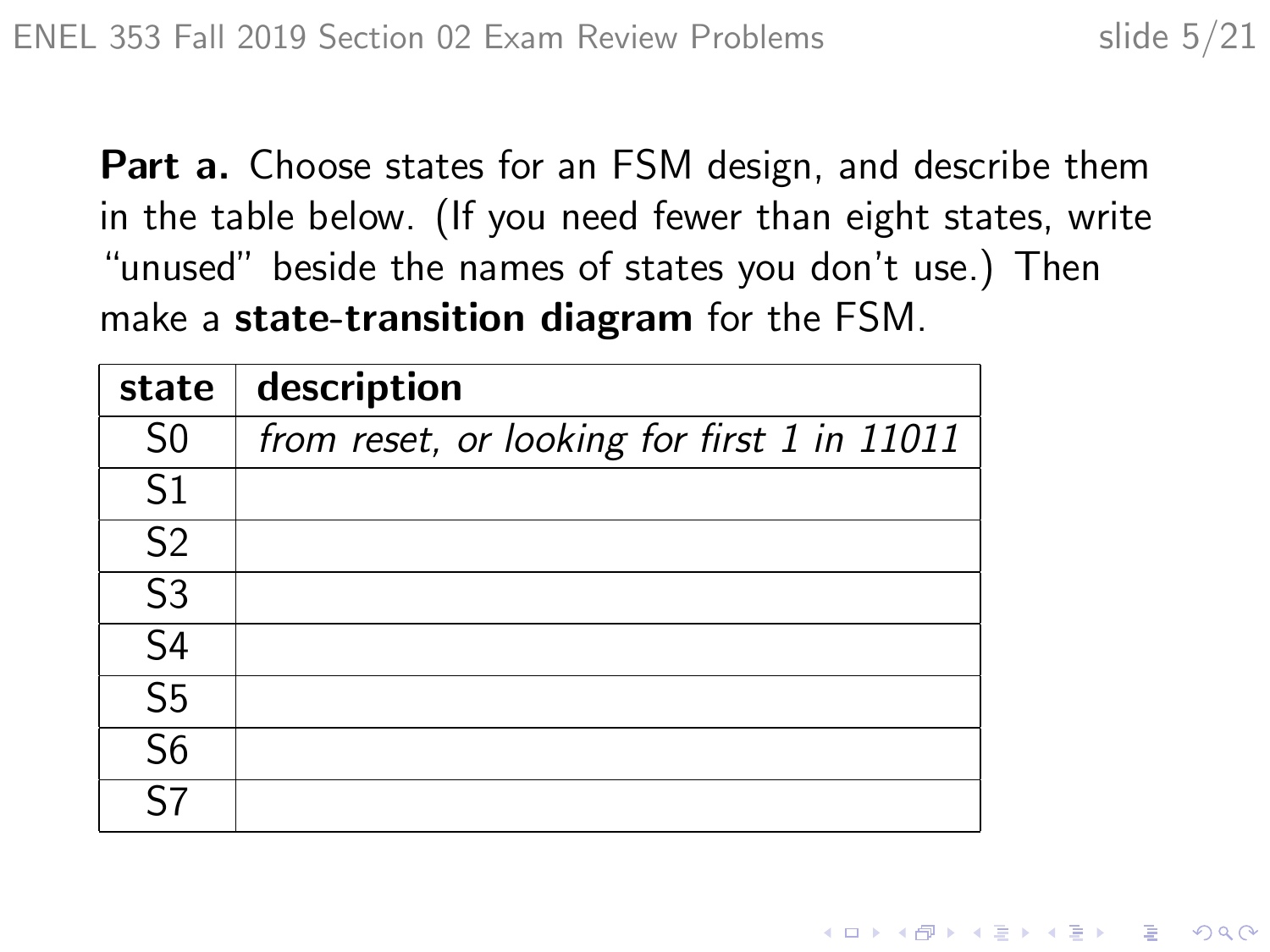**Part a.** Choose states for an FSM design, and describe them in the table below. (If you need fewer than eight states, write "unused" beside the names of states you don't use.) Then make a **state-transition diagram** for the FSM.

| state | description |
| --- | --- |
| S0 | *from reset, or looking for first 1 in 11011* |
| S1 | |
| S2 | |
| S3 | |
| S4 | |
| S5 | |
| S6 | |
| S7 | |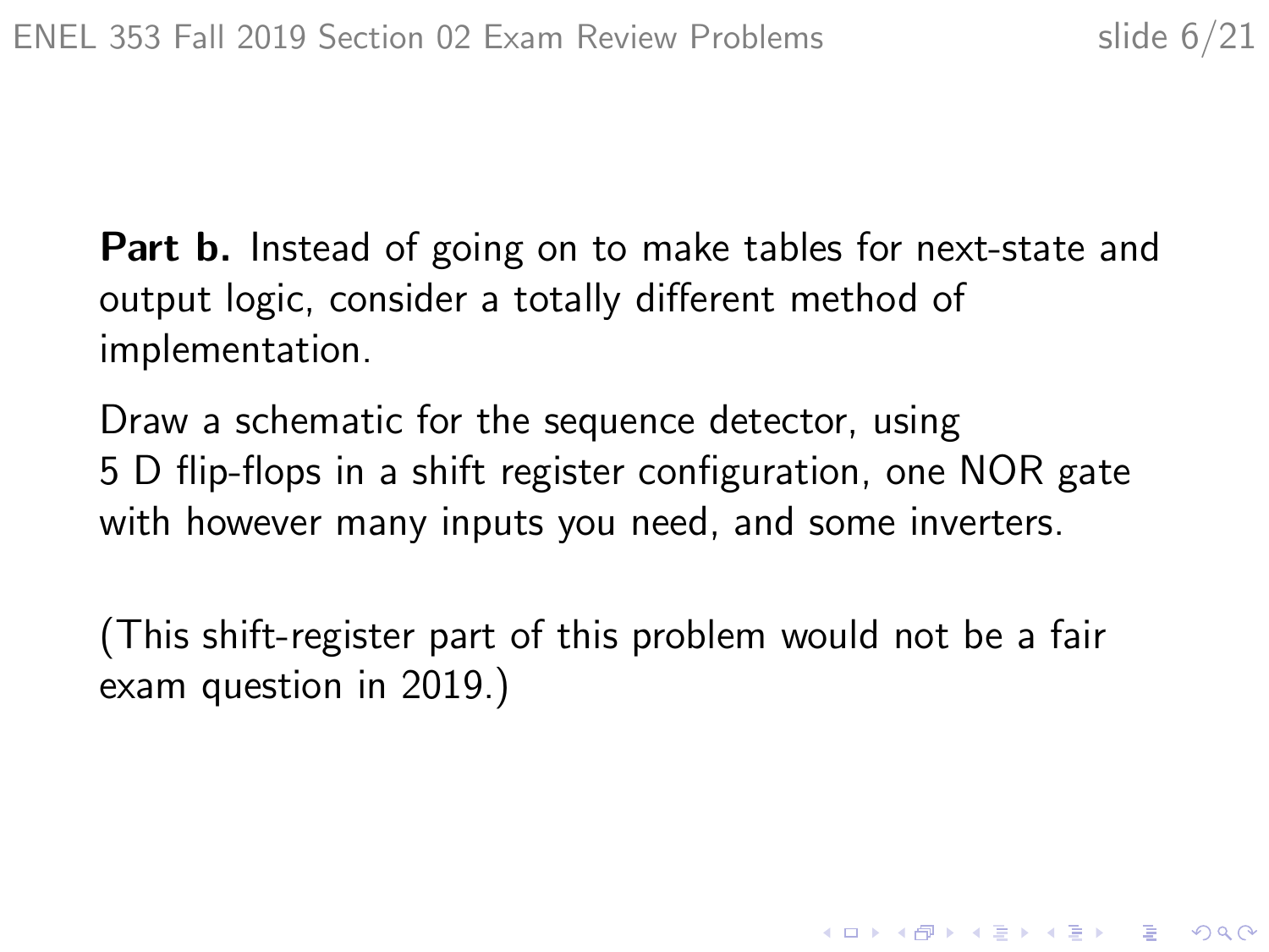**Part b.** Instead of going on to make tables for next-state and output logic, consider a totally different method of implementation.

Draw a schematic for the sequence detector, using 5 D flip-flops in a shift register configuration, one NOR gate with however many inputs you need, and some inverters.

(This shift-register part of this problem would not be a fair exam question in 2019.)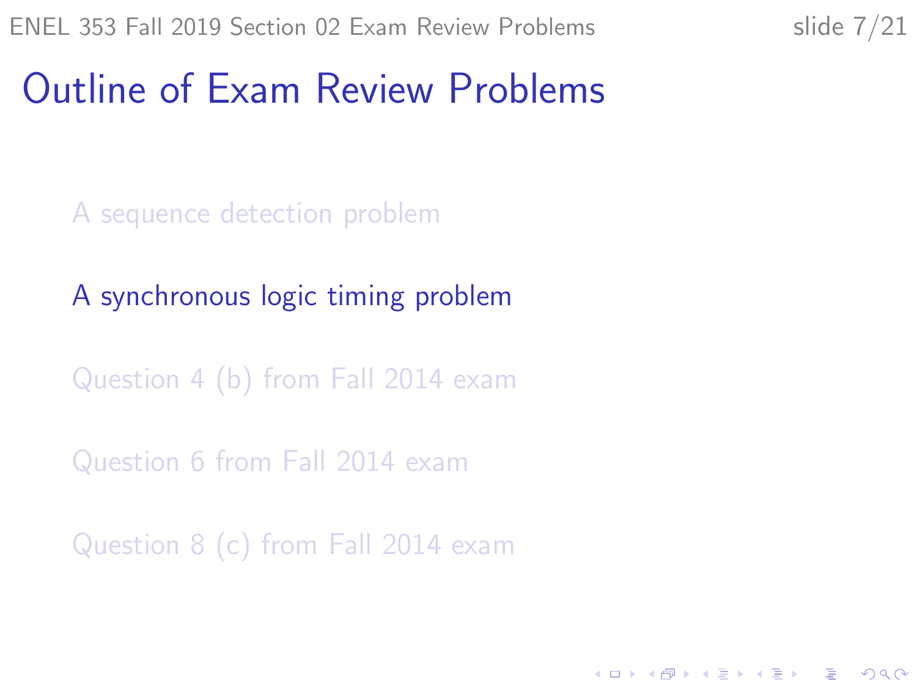# Outline of Exam Review Problems

A sequence detection problem

A synchronous logic timing problem

Question 4 (b) from Fall 2014 exam

Question 6 from Fall 2014 exam

Question 8 (c) from Fall 2014 exam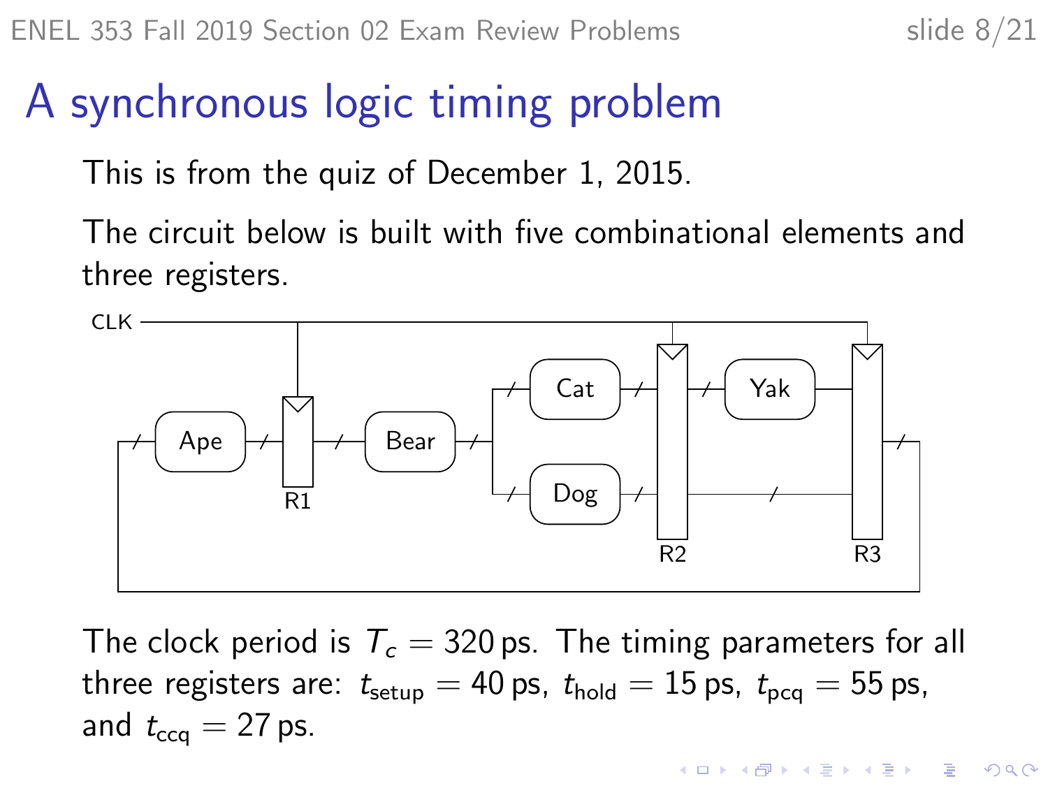# A synchronous logic timing problem

This is from the quiz of December 1, 2015.

The circuit below is built with five combinational elements and three registers.

The clock period is $T_c = 320\,\text{ps}$. The timing parameters for all three registers are: $t_{\text{setup}} = 40\,\text{ps}$, $t_{\text{hold}} = 15\,\text{ps}$, $t_{\text{pcq}} = 55\,\text{ps}$, and $t_{\text{ccq}} = 27\,\text{ps}$.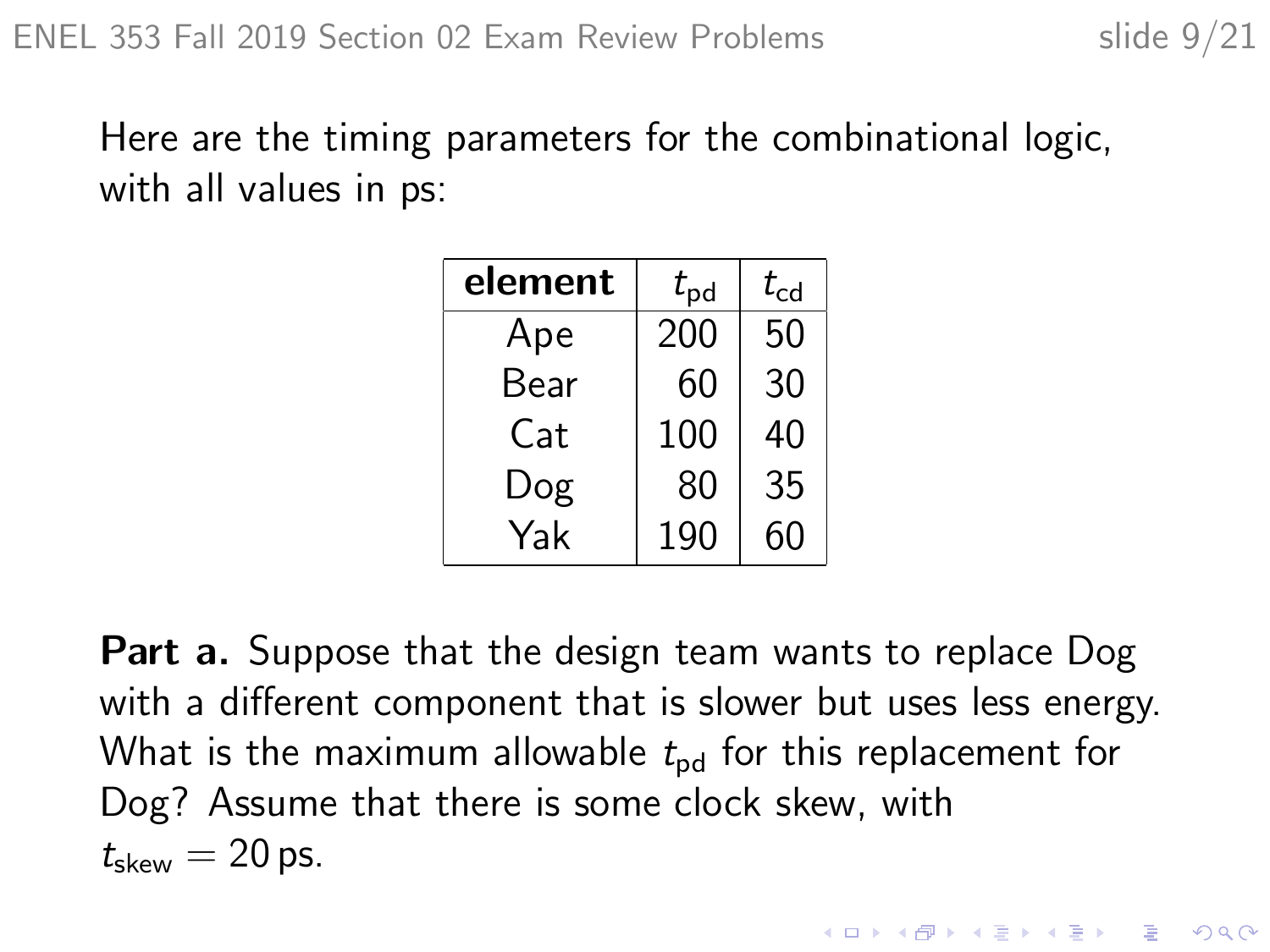Here are the timing parameters for the combinational logic, with all values in ps:

| **element** | $t_{pd}$ | $t_{cd}$ |
| --- | --- | --- |
| Ape | 200 | 50 |
| Bear | 60 | 30 |
| Cat | 100 | 40 |
| Dog | 80 | 35 |
| Yak | 190 | 60 |

**Part a.** Suppose that the design team wants to replace Dog with a different component that is slower but uses less energy. What is the maximum allowable $t_{pd}$ for this replacement for Dog? Assume that there is some clock skew, with $t_{skew} = 20\,\text{ps}$.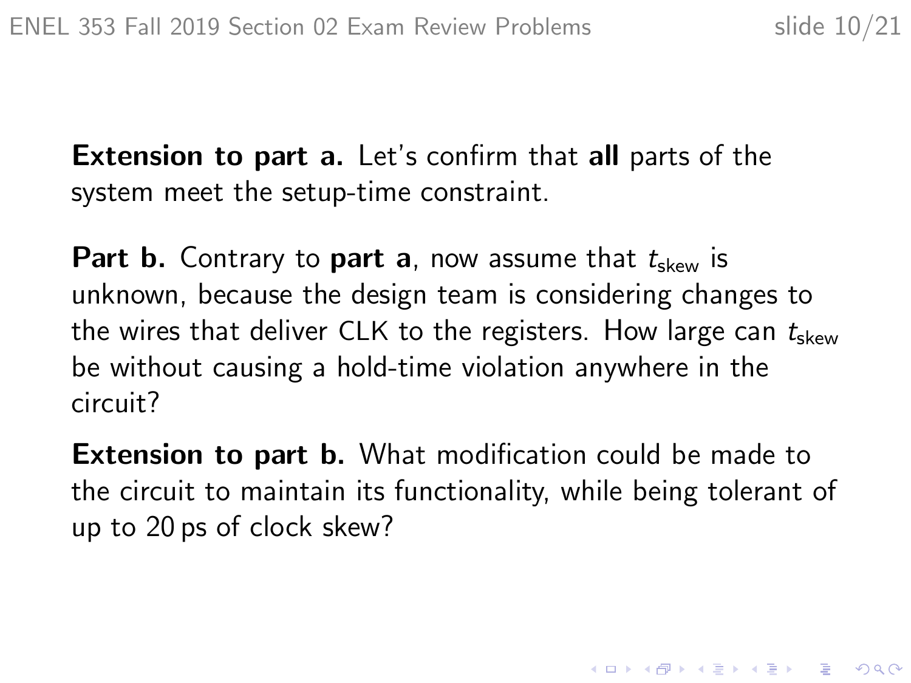**Extension to part a.** Let's confirm that **all** parts of the system meet the setup-time constraint.

**Part b.** Contrary to **part a**, now assume that $t_{\text{skew}}$ is unknown, because the design team is considering changes to the wires that deliver CLK to the registers. How large can $t_{\text{skew}}$ be without causing a hold-time violation anywhere in the circuit?

**Extension to part b.** What modification could be made to the circuit to maintain its functionality, while being tolerant of up to 20 ps of clock skew?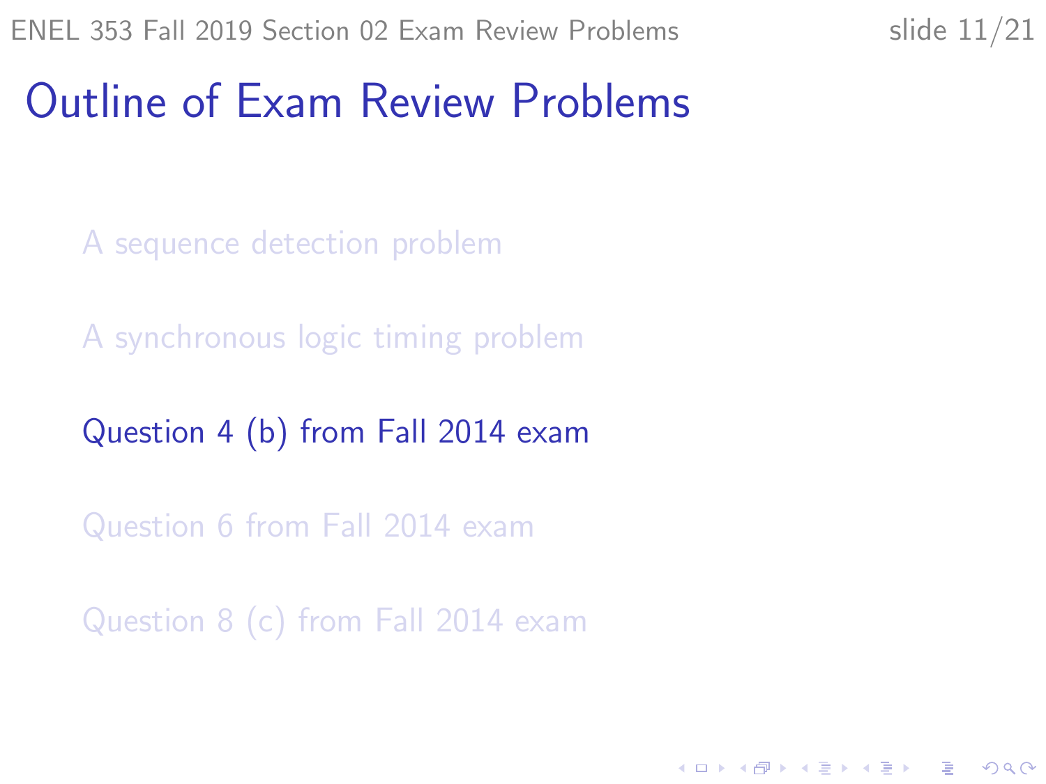# Outline of Exam Review Problems

- A sequence detection problem
- A synchronous logic timing problem
- Question 4 (b) from Fall 2014 exam
- Question 6 from Fall 2014 exam
- Question 8 (c) from Fall 2014 exam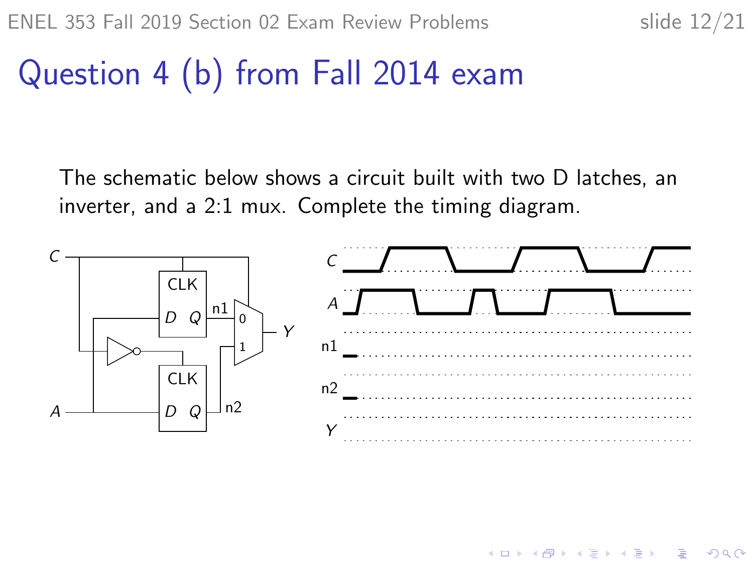# Question 4 (b) from Fall 2014 exam

The schematic below shows a circuit built with two D latches, an inverter, and a 2:1 mux. Complete the timing diagram.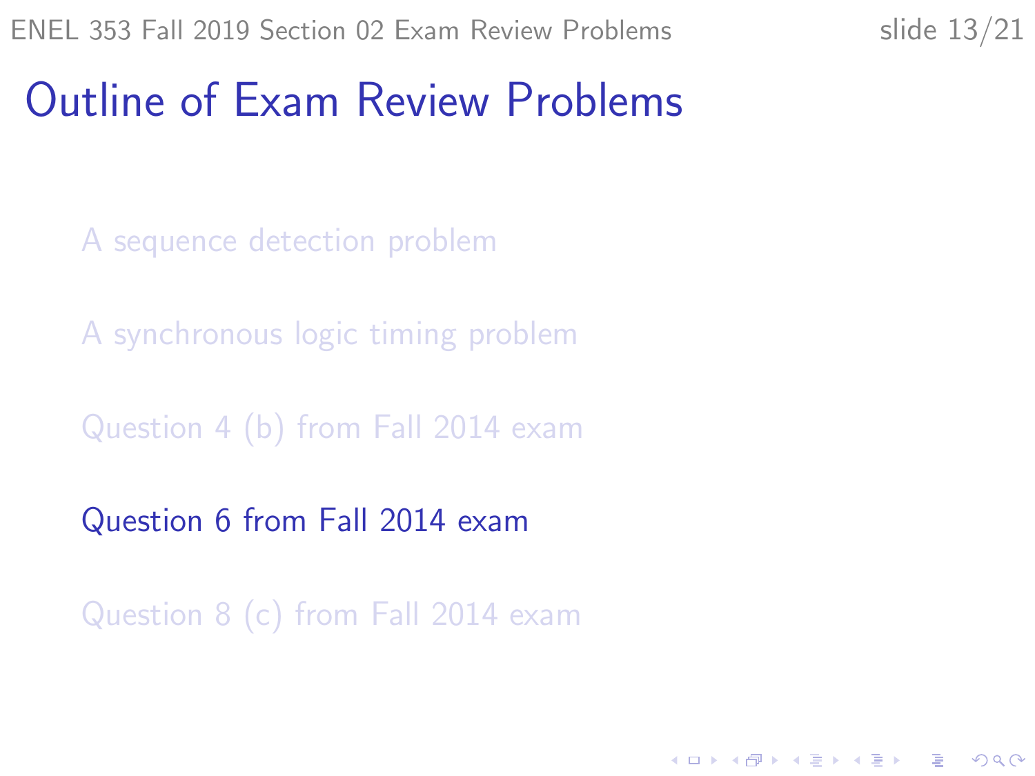# Outline of Exam Review Problems

- A sequence detection problem
- A synchronous logic timing problem
- Question 4 (b) from Fall 2014 exam
- Question 6 from Fall 2014 exam
- Question 8 (c) from Fall 2014 exam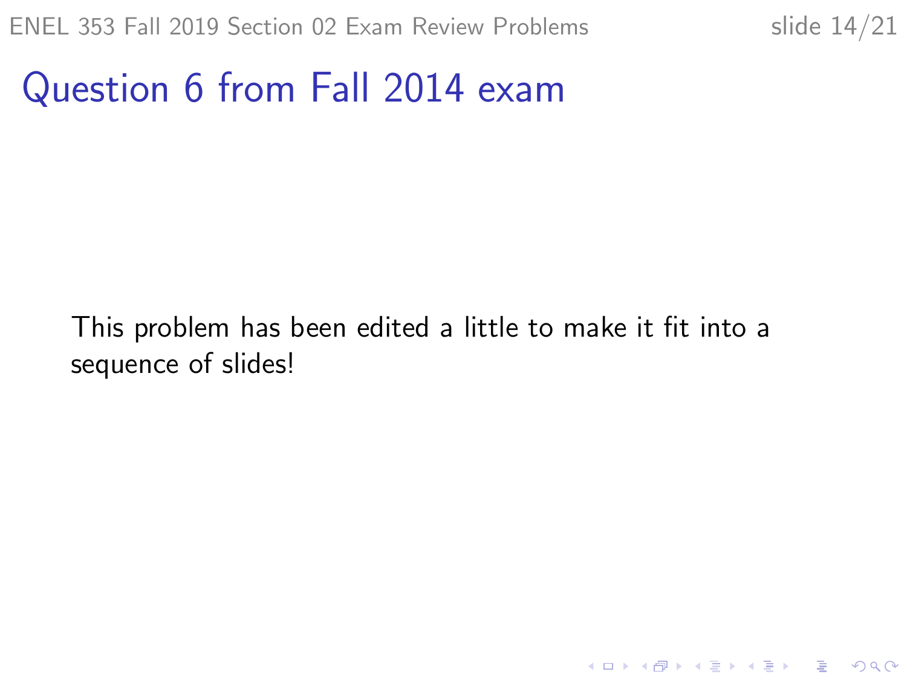# Question 6 from Fall 2014 exam

This problem has been edited a little to make it fit into a sequence of slides!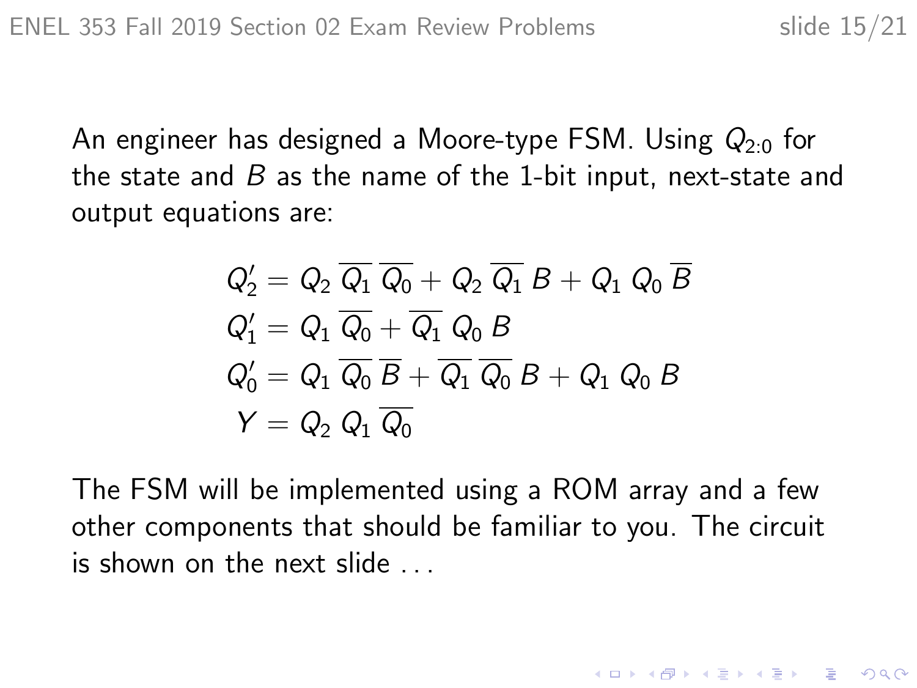An engineer has designed a Moore-type FSM. Using $Q_{2:0}$ for the state and $B$ as the name of the 1-bit input, next-state and output equations are:

$$
\begin{aligned}
Q_2' &= Q_2\,\overline{Q_1}\,\overline{Q_0} + Q_2\,\overline{Q_1}\,B + Q_1\,Q_0\,\overline{B} \\
Q_1' &= Q_1\,\overline{Q_0} + \overline{Q_1}\,Q_0\,B \\
Q_0' &= Q_1\,\overline{Q_0}\,\overline{B} + \overline{Q_1}\,\overline{Q_0}\,B + Q_1\,Q_0\,B \\
Y &= Q_2\,Q_1\,\overline{Q_0}
\end{aligned}
$$

The FSM will be implemented using a ROM array and a few other components that should be familiar to you. The circuit is shown on the next slide ...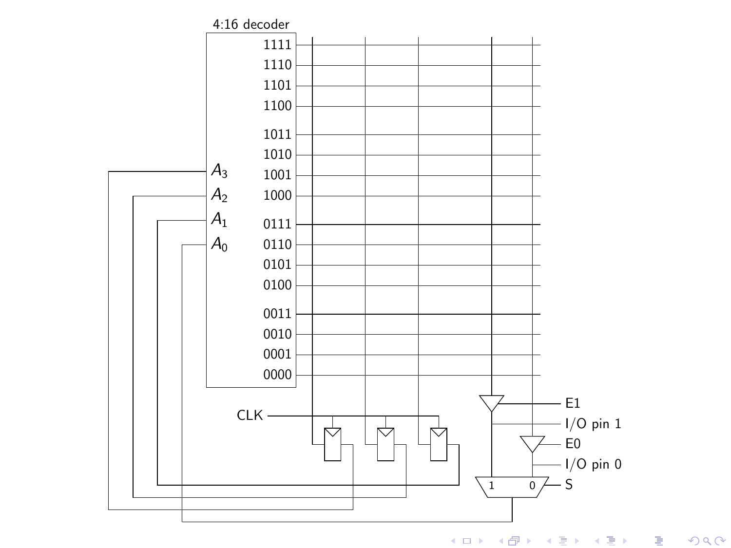4:16 decoder

$A_3$
$A_2$
$A_1$
$A_0$

1111
1110
1101
1100
1011
1010
1001
1000
0111
0110
0101
0100
0011
0010
0001
0000

CLK

E1
I/O pin 1
E0
I/O pin 0
S

1
0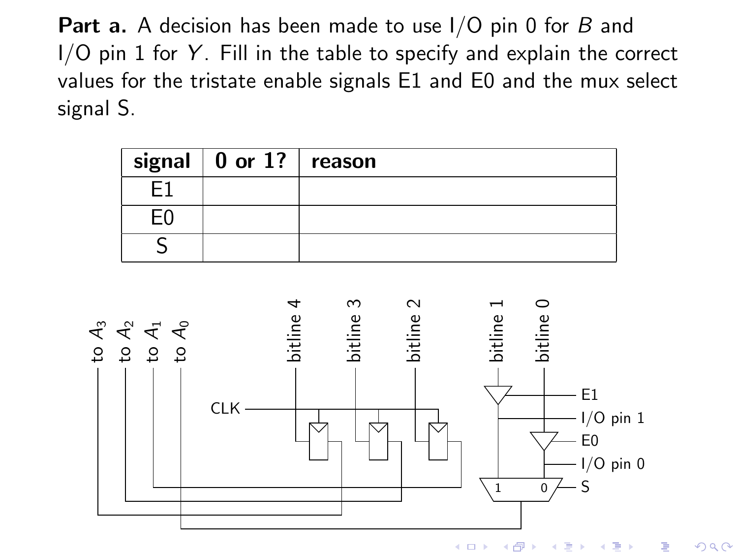**Part a.** A decision has been made to use I/O pin 0 for $B$ and I/O pin 1 for $Y$. Fill in the table to specify and explain the correct values for the tristate enable signals E1 and E0 and the mux select signal S.

| signal | 0 or 1? | reason |
|---|---|---|
| E1 | | |
| E0 | | |
| S | | |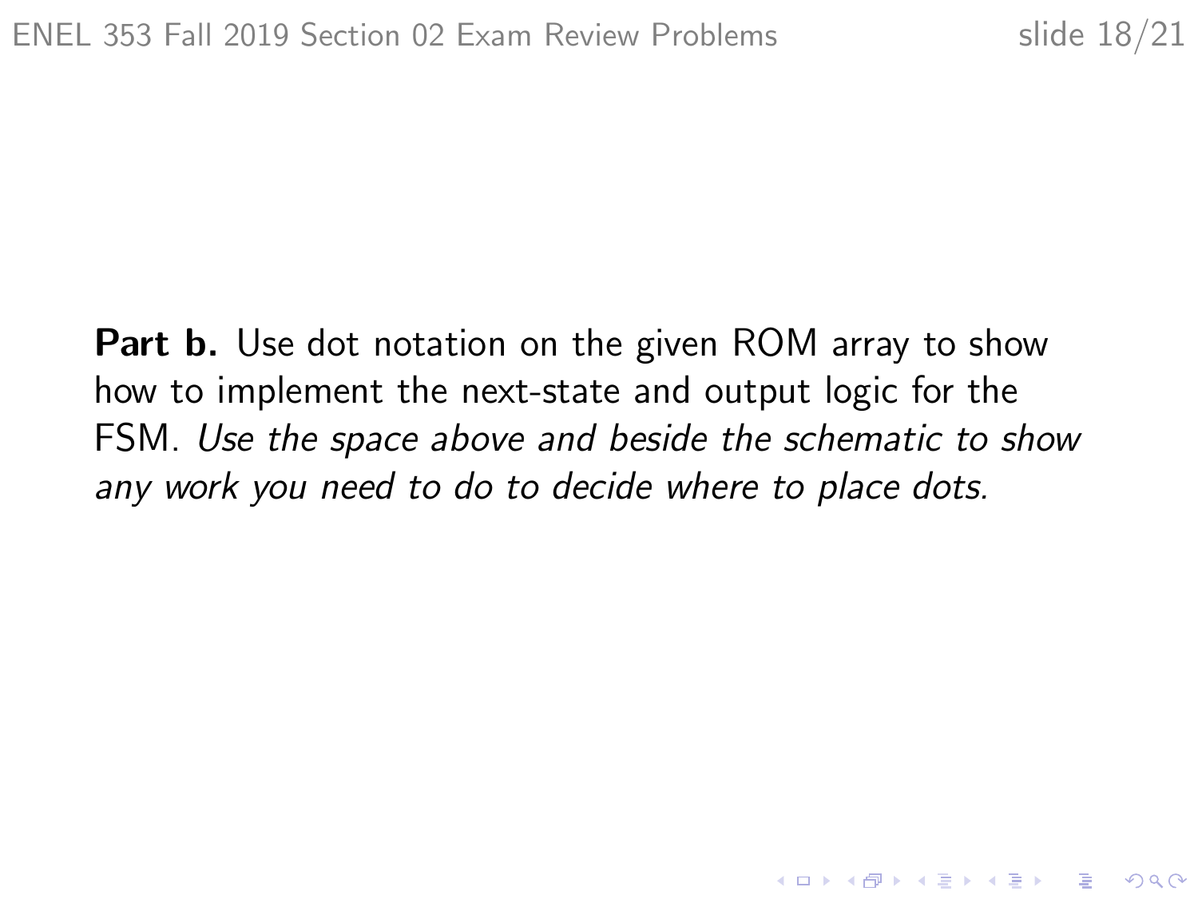**Part b.** Use dot notation on the given ROM array to show how to implement the next-state and output logic for the FSM. *Use the space above and beside the schematic to show any work you need to do to decide where to place dots.*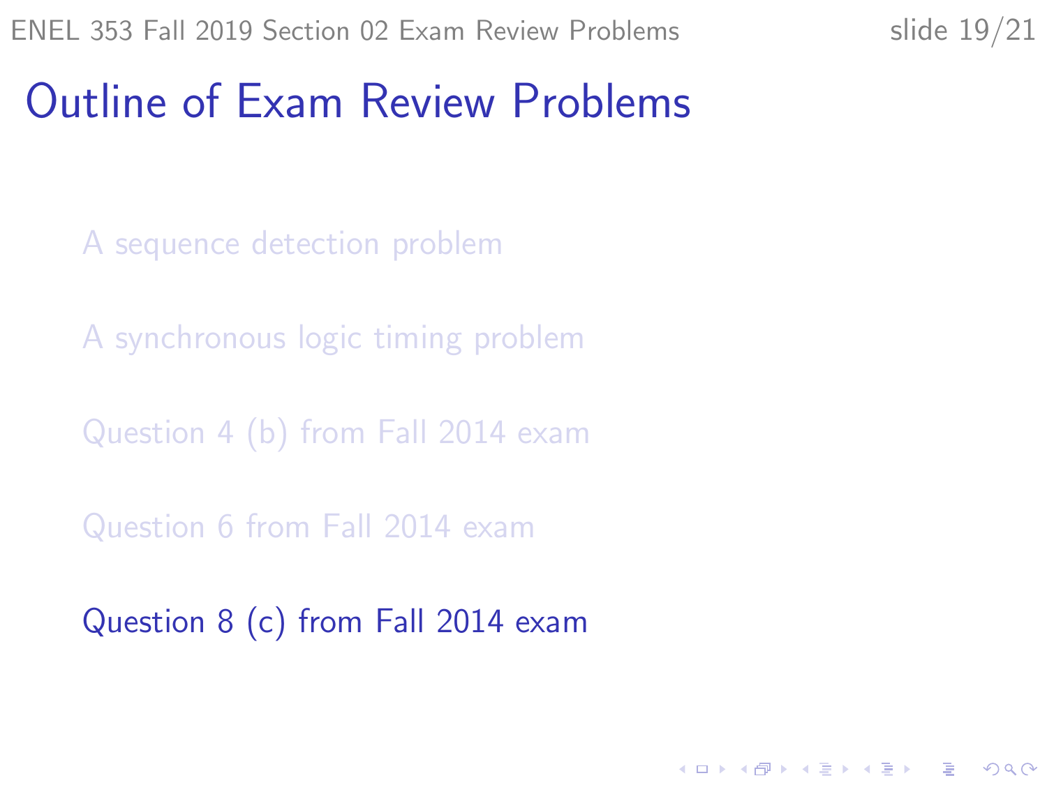# Outline of Exam Review Problems

- A sequence detection problem
- A synchronous logic timing problem
- Question 4 (b) from Fall 2014 exam
- Question 6 from Fall 2014 exam
- Question 8 (c) from Fall 2014 exam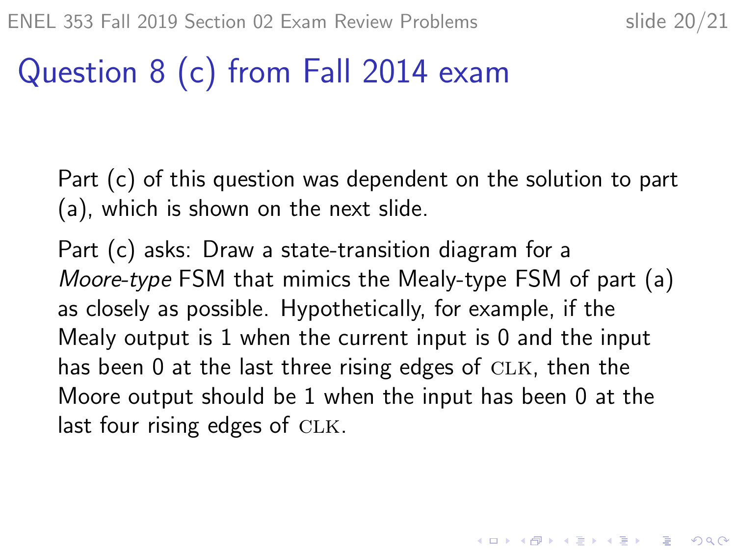# Question 8 (c) from Fall 2014 exam

Part (c) of this question was dependent on the solution to part (a), which is shown on the next slide.

Part (c) asks: Draw a state-transition diagram for a *Moore-type* FSM that mimics the Mealy-type FSM of part (a) as closely as possible. Hypothetically, for example, if the Mealy output is 1 when the current input is 0 and the input has been 0 at the last three rising edges of CLK, then the Moore output should be 1 when the input has been 0 at the last four rising edges of CLK.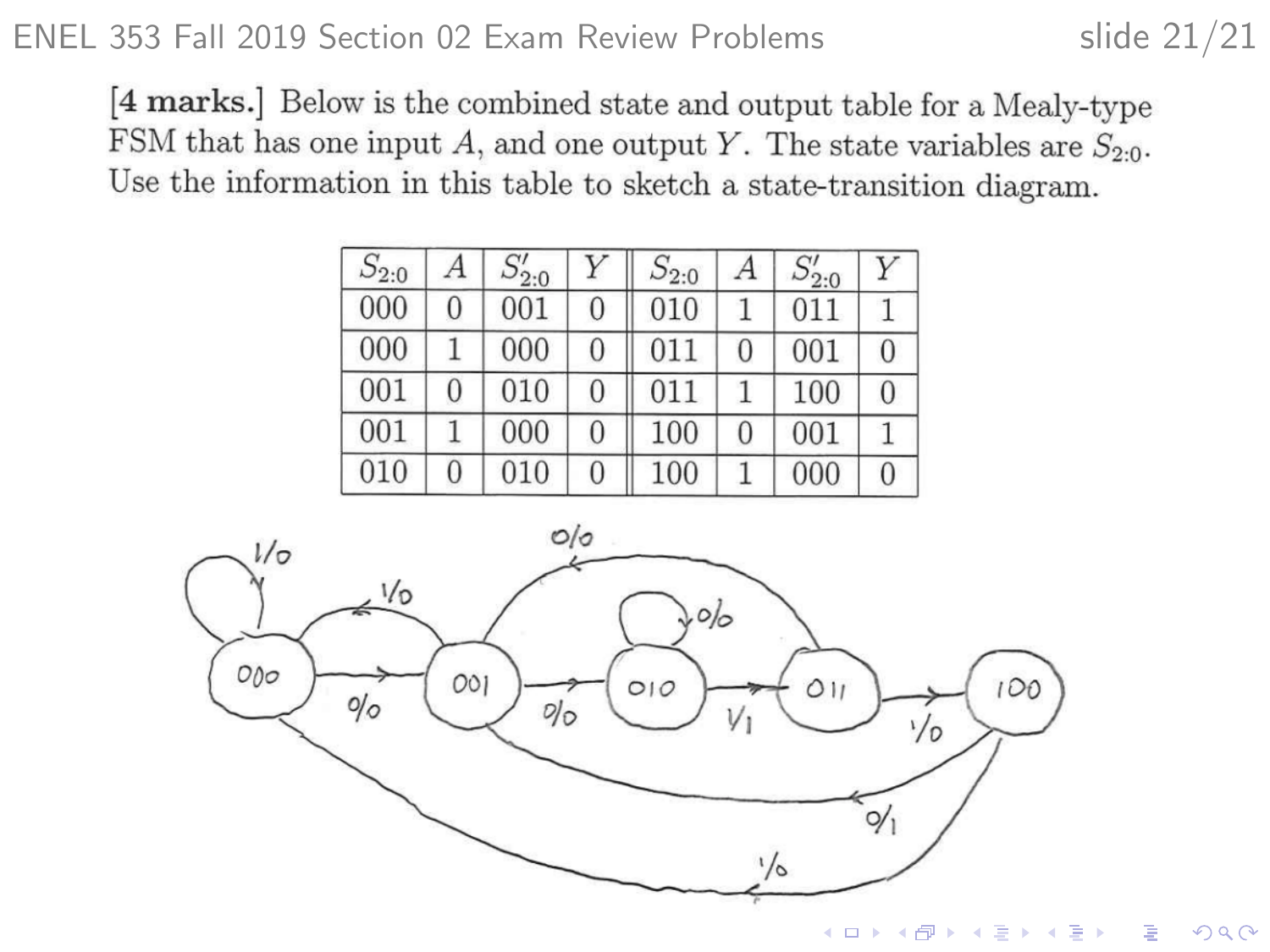[**4 marks.**] Below is the combined state and output table for a Mealy-type FSM that has one input $A$, and one output $Y$. The state variables are $S_{2:0}$. Use the information in this table to sketch a state-transition diagram.

| $S_{2:0}$ | $A$ | $S'_{2:0}$ | $Y$ | $S_{2:0}$ | $A$ | $S'_{2:0}$ | $Y$ |
|---|---|---|---|---|---|---|---|
| 000 | 0 | 001 | 0 | 010 | 1 | 011 | 1 |
| 000 | 1 | 000 | 0 | 011 | 0 | 001 | 0 |
| 001 | 0 | 010 | 0 | 011 | 1 | 100 | 0 |
| 001 | 1 | 000 | 0 | 100 | 0 | 001 | 1 |
| 010 | 0 | 010 | 0 | 100 | 1 | 000 | 0 |

1/0

1/0

0/0

0/0

000

001

010

011

100

0/0

0/0

1/1

1/0

0/1

1/0